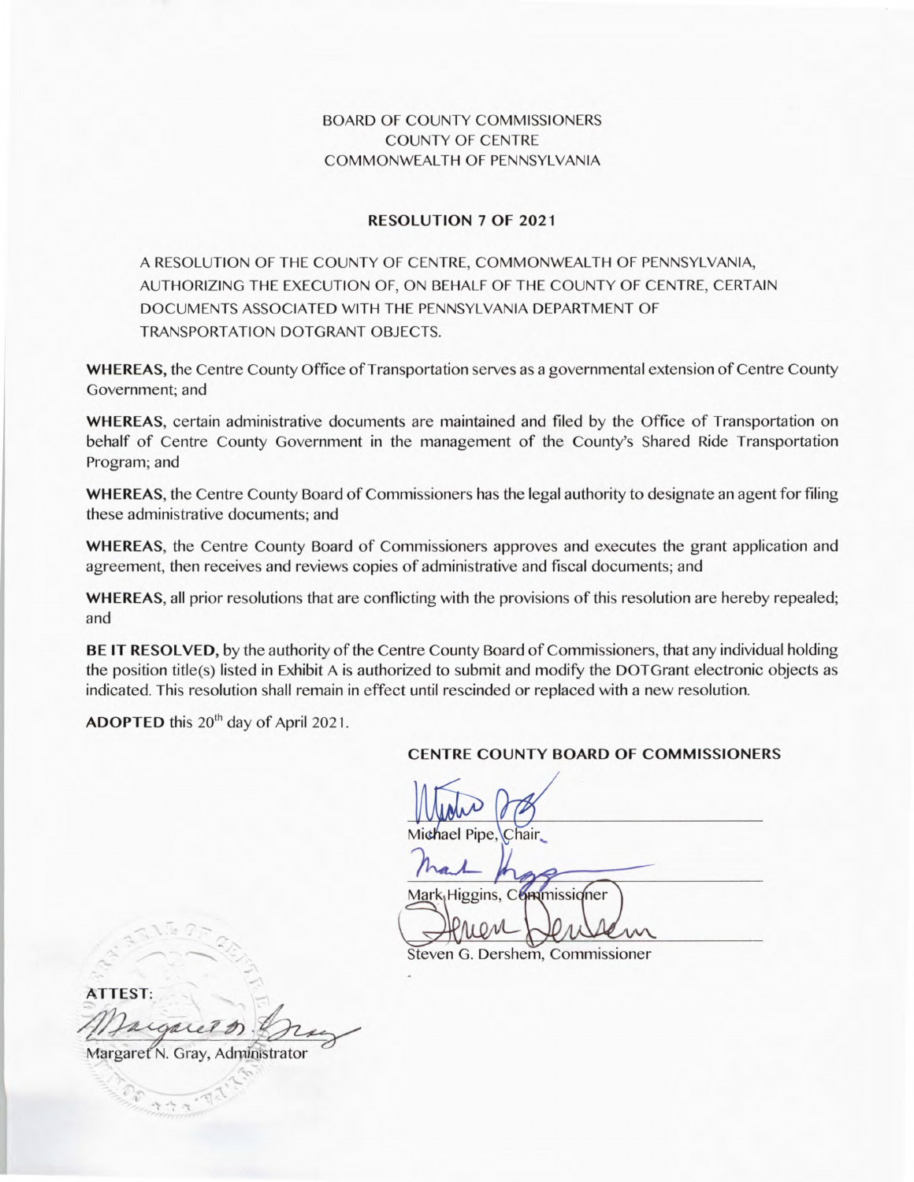BOARD OF COUNTY COMMISSIONERS
COUNTY OF CENTRE
COMMONWEALTH OF PENNSYLVANIA

**RESOLUTION 7 OF 2021**

A RESOLUTION OF THE COUNTY OF CENTRE, COMMONWEALTH OF PENNSYLVANIA, AUTHORIZING THE EXECUTION OF, ON BEHALF OF THE COUNTY OF CENTRE, CERTAIN DOCUMENTS ASSOCIATED WITH THE PENNSYLVANIA DEPARTMENT OF TRANSPORTATION DOTGRANT OBJECTS.

**WHEREAS,** the Centre County Office of Transportation serves as a governmental extension of Centre County Government; and

**WHEREAS,** certain administrative documents are maintained and filed by the Office of Transportation on behalf of Centre County Government in the management of the County's Shared Ride Transportation Program; and

**WHEREAS,** the Centre County Board of Commissioners has the legal authority to designate an agent for filing these administrative documents; and

**WHEREAS,** the Centre County Board of Commissioners approves and executes the grant application and agreement, then receives and reviews copies of administrative and fiscal documents; and

**WHEREAS,** all prior resolutions that are conflicting with the provisions of this resolution are hereby repealed; and

**BE IT RESOLVED,** by the authority of the Centre County Board of Commissioners, that any individual holding the position title(s) listed in Exhibit A is authorized to submit and modify the DOTGrant electronic objects as indicated. This resolution shall remain in effect until rescinded or replaced with a new resolution.

**ADOPTED** this 20th day of April 2021.

**CENTRE COUNTY BOARD OF COMMISSIONERS**

Michael Pipe, Chair

Mark Higgins, Commissioner

Steven G. Dershem, Commissioner

**ATTEST:**

Margaret N. Gray, Administrator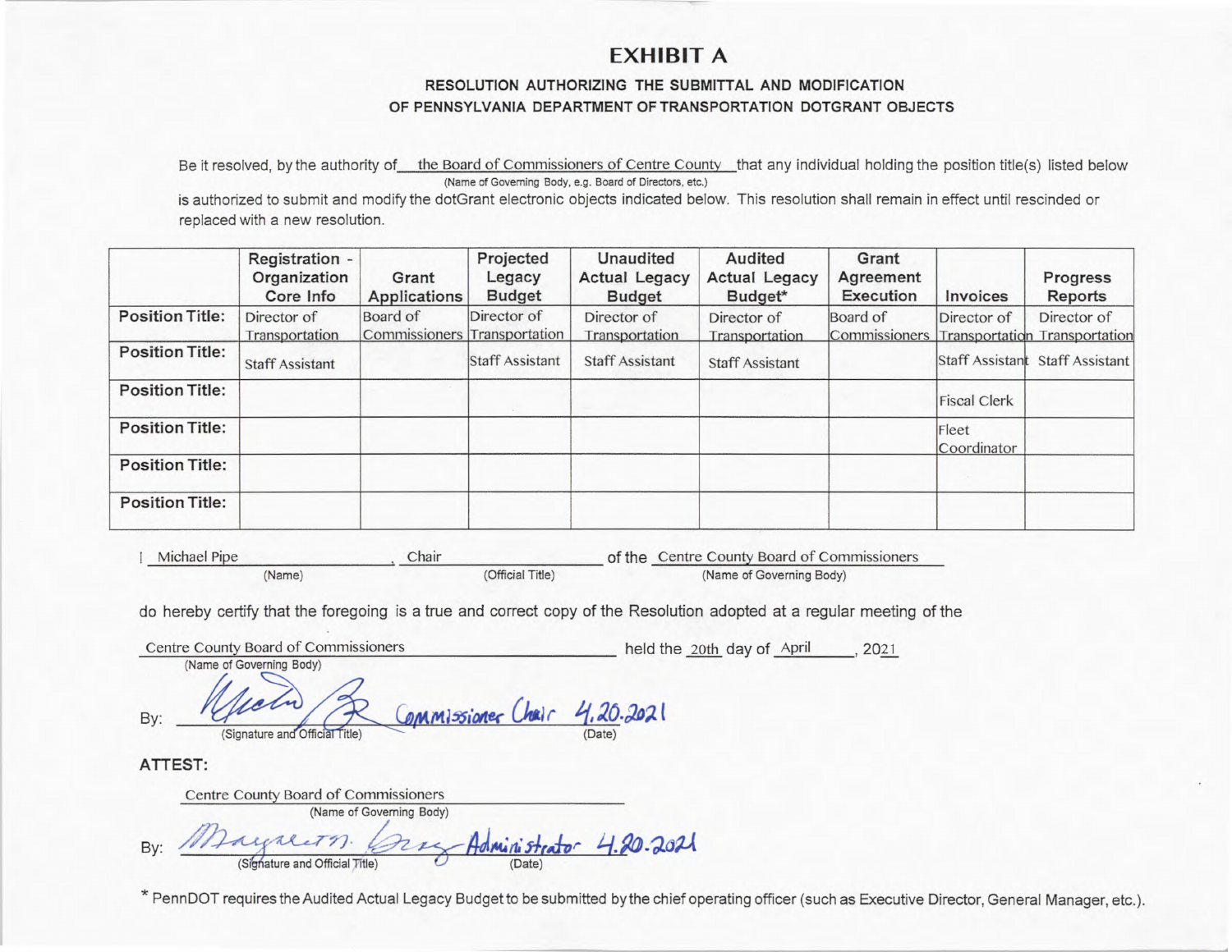# EXHIBIT A

## RESOLUTION AUTHORIZING THE SUBMITTAL AND MODIFICATION OF PENNSYLVANIA DEPARTMENT OF TRANSPORTATION DOTGRANT OBJECTS

Be it resolved, by the authority of the Board of Commissioners of Centre County that any individual holding the position title(s) listed below
(Name of Governing Body, e.g. Board of Directors, etc.)
is authorized to submit and modify the dotGrant electronic objects indicated below. This resolution shall remain in effect until rescinded or replaced with a new resolution.

| | Registration - Organization Core Info | Grant Applications | Projected Legacy Budget | Unaudited Actual Legacy Budget | Audited Actual Legacy Budget* | Grant Agreement Execution | Invoices | Progress Reports |
|---|---|---|---|---|---|---|---|---|
| **Position Title:** | Director of Transportation | Board of Commissioners | Director of Transportation | Director of Transportation | Director of Transportation | Board of Commissioners | Director of Transportation | Director of Transportation |
| **Position Title:** | Staff Assistant | | Staff Assistant | Staff Assistant | Staff Assistant | | Staff Assistant | Staff Assistant |
| **Position Title:** | | | | | | | Fiscal Clerk | |
| **Position Title:** | | | | | | | Fleet Coordinator | |
| **Position Title:** | | | | | | | | |
| **Position Title:** | | | | | | | | |

I Michael Pipe, Chair of the Centre County Board of Commissioners
(Name) (Official Title) (Name of Governing Body)

do hereby certify that the foregoing is a true and correct copy of the Resolution adopted at a regular meeting of the

Centre County Board of Commissioners held the 20th day of April, 2021
(Name of Governing Body)

By: *[signature]* Commissioner Chair 4.20.2021
(Signature and Official Title) (Date)

**ATTEST:**

Centre County Board of Commissioners
(Name of Governing Body)

By: *[signature]* Administrator 4.20.2021
(Signature and Official Title) (Date)

\* PennDOT requires the Audited Actual Legacy Budget to be submitted by the chief operating officer (such as Executive Director, General Manager, etc.).